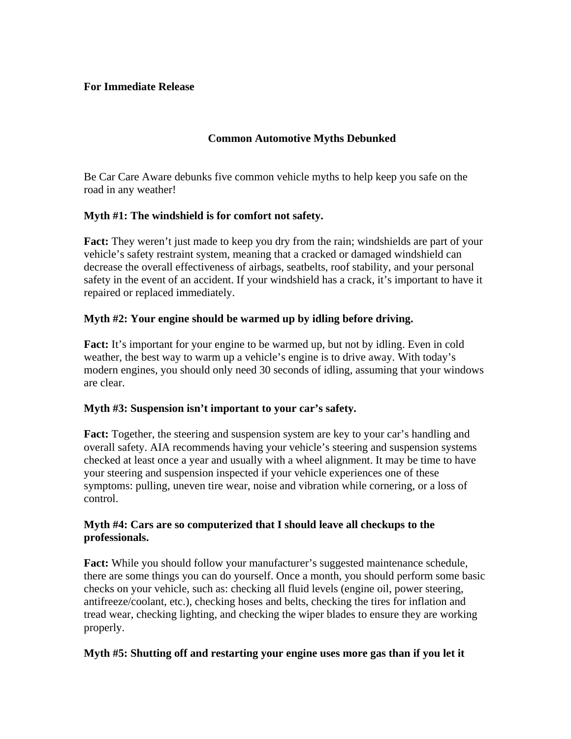**For Immediate Release**

# Common Automotive Myths Debunked

Be Car Care Aware debunks five common vehicle myths to help keep you safe on the road in any weather!

**Myth #1: The windshield is for comfort not safety.**

**Fact:** They weren't just made to keep you dry from the rain; windshields are part of your vehicle's safety restraint system, meaning that a cracked or damaged windshield can decrease the overall effectiveness of airbags, seatbelts, roof stability, and your personal safety in the event of an accident. If your windshield has a crack, it's important to have it repaired or replaced immediately.

**Myth #2: Your engine should be warmed up by idling before driving.**

**Fact:** It's important for your engine to be warmed up, but not by idling. Even in cold weather, the best way to warm up a vehicle's engine is to drive away. With today's modern engines, you should only need 30 seconds of idling, assuming that your windows are clear.

**Myth #3: Suspension isn't important to your car's safety.**

**Fact:** Together, the steering and suspension system are key to your car's handling and overall safety. AIA recommends having your vehicle's steering and suspension systems checked at least once a year and usually with a wheel alignment. It may be time to have your steering and suspension inspected if your vehicle experiences one of these symptoms: pulling, uneven tire wear, noise and vibration while cornering, or a loss of control.

**Myth #4: Cars are so computerized that I should leave all checkups to the professionals.**

**Fact:** While you should follow your manufacturer's suggested maintenance schedule, there are some things you can do yourself. Once a month, you should perform some basic checks on your vehicle, such as: checking all fluid levels (engine oil, power steering, antifreeze/coolant, etc.), checking hoses and belts, checking the tires for inflation and tread wear, checking lighting, and checking the wiper blades to ensure they are working properly.

**Myth #5: Shutting off and restarting your engine uses more gas than if you let it**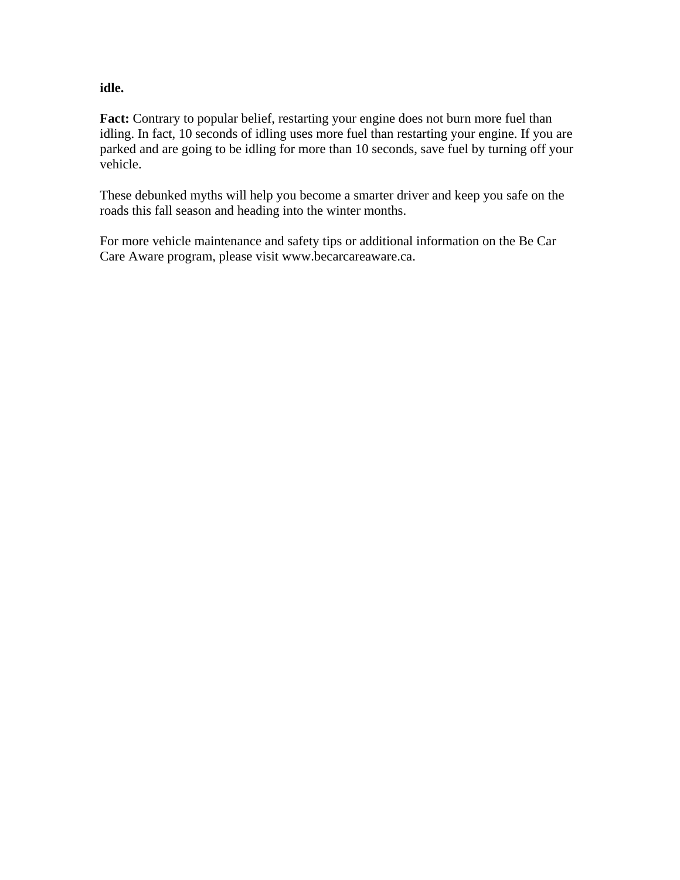**idle.**

**Fact:** Contrary to popular belief, restarting your engine does not burn more fuel than idling. In fact, 10 seconds of idling uses more fuel than restarting your engine. If you are parked and are going to be idling for more than 10 seconds, save fuel by turning off your vehicle.

These debunked myths will help you become a smarter driver and keep you safe on the roads this fall season and heading into the winter months.

For more vehicle maintenance and safety tips or additional information on the Be Car Care Aware program, please visit www.becarcareaware.ca.